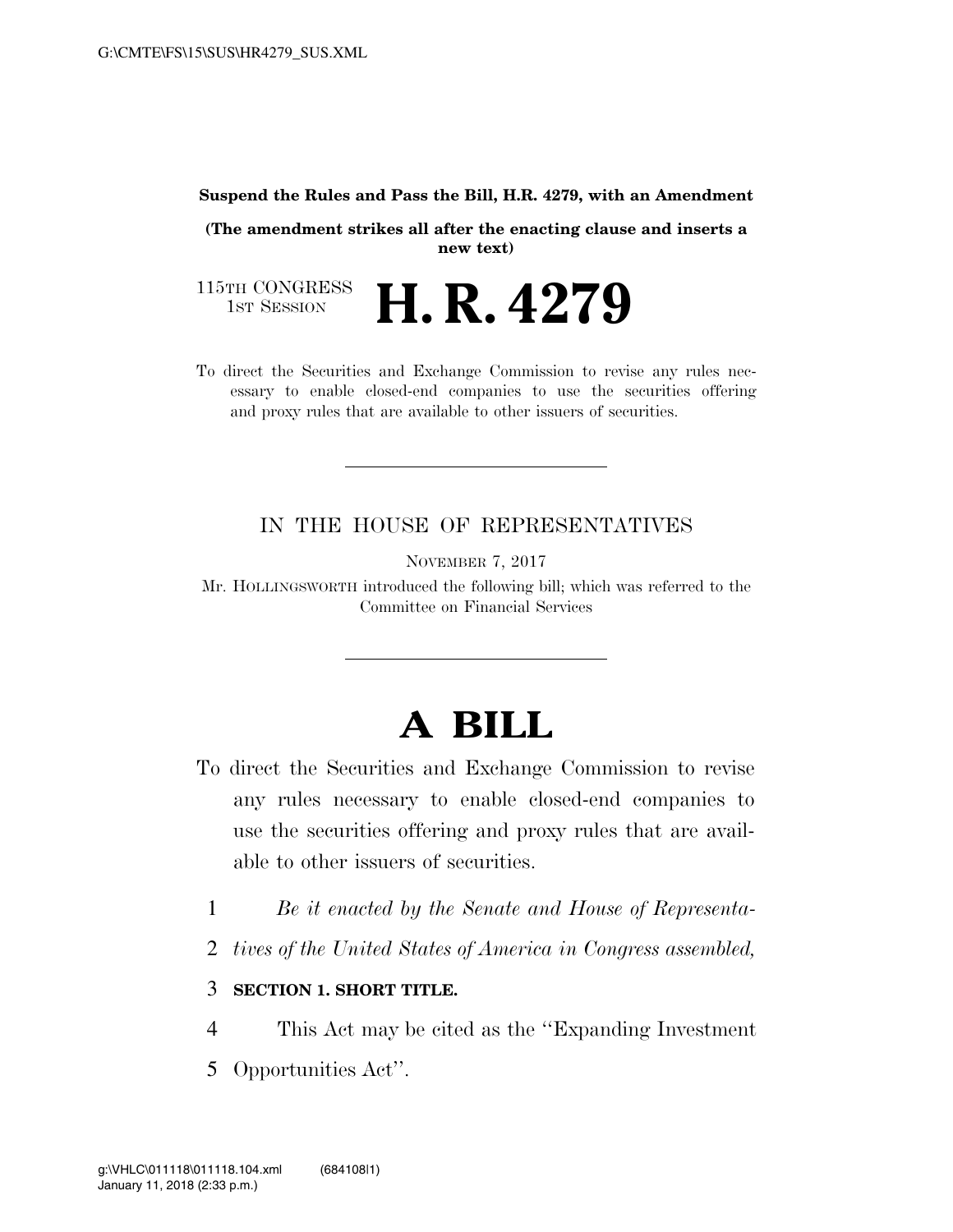**Suspend the Rules and Pass the Bill, H.R. 4279, with an Amendment**

**(The amendment strikes all after the enacting clause and inserts a new text)**

115TH CONGRESS
1ST SESSION

# H. R. 4279

To direct the Securities and Exchange Commission to revise any rules necessary to enable closed-end companies to use the securities offering and proxy rules that are available to other issuers of securities.

---

IN THE HOUSE OF REPRESENTATIVES

NOVEMBER 7, 2017

Mr. HOLLINGSWORTH introduced the following bill; which was referred to the Committee on Financial Services

---

# A BILL

To direct the Securities and Exchange Commission to revise any rules necessary to enable closed-end companies to use the securities offering and proxy rules that are available to other issuers of securities.

1 *Be it enacted by the Senate and House of Representa-*
2 *tives of the United States of America in Congress assembled,*

3 **SECTION 1. SHORT TITLE.**

4 This Act may be cited as the ''Expanding Investment
5 Opportunities Act''.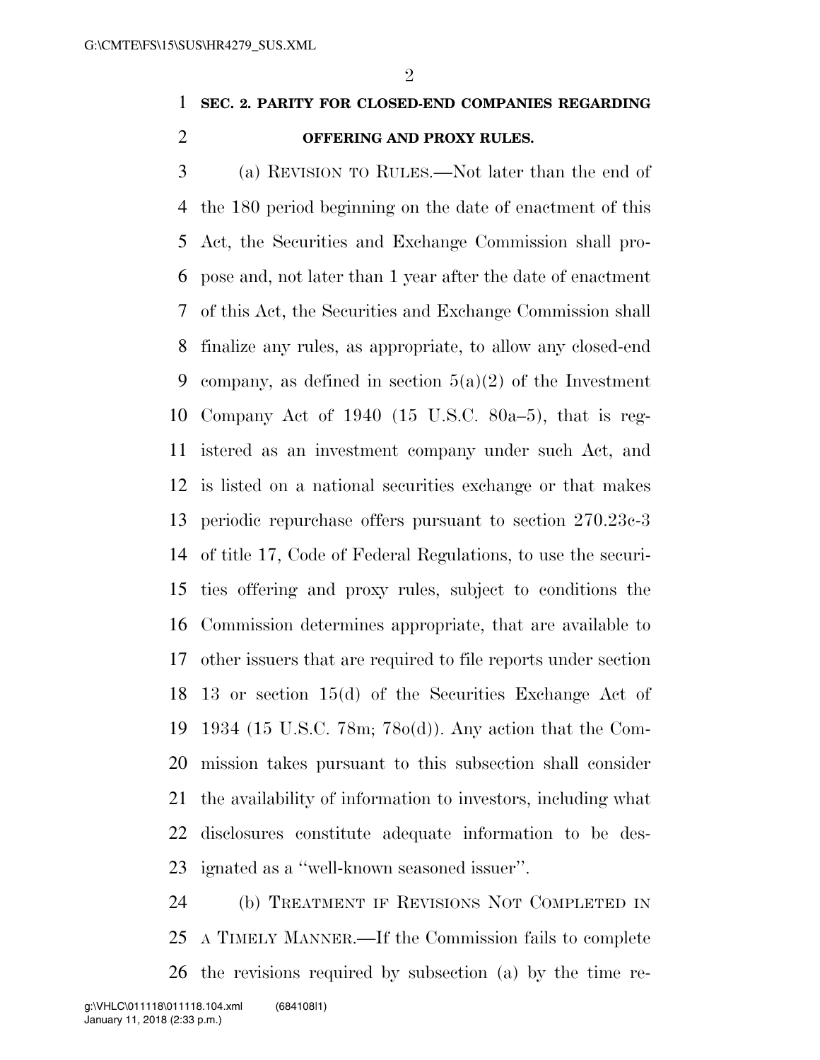**SEC. 2. PARITY FOR CLOSED-END COMPANIES REGARDING OFFERING AND PROXY RULES.**

(a) REVISION TO RULES.—Not later than the end of the 180 period beginning on the date of enactment of this Act, the Securities and Exchange Commission shall propose and, not later than 1 year after the date of enactment of this Act, the Securities and Exchange Commission shall finalize any rules, as appropriate, to allow any closed-end company, as defined in section 5(a)(2) of the Investment Company Act of 1940 (15 U.S.C. 80a–5), that is registered as an investment company under such Act, and is listed on a national securities exchange or that makes periodic repurchase offers pursuant to section 270.23c-3 of title 17, Code of Federal Regulations, to use the securities offering and proxy rules, subject to conditions the Commission determines appropriate, that are available to other issuers that are required to file reports under section 13 or section 15(d) of the Securities Exchange Act of 1934 (15 U.S.C. 78m; 78o(d)). Any action that the Commission takes pursuant to this subsection shall consider the availability of information to investors, including what disclosures constitute adequate information to be designated as a ''well-known seasoned issuer''.

(b) TREATMENT IF REVISIONS NOT COMPLETED IN A TIMELY MANNER.—If the Commission fails to complete the revisions required by subsection (a) by the time re-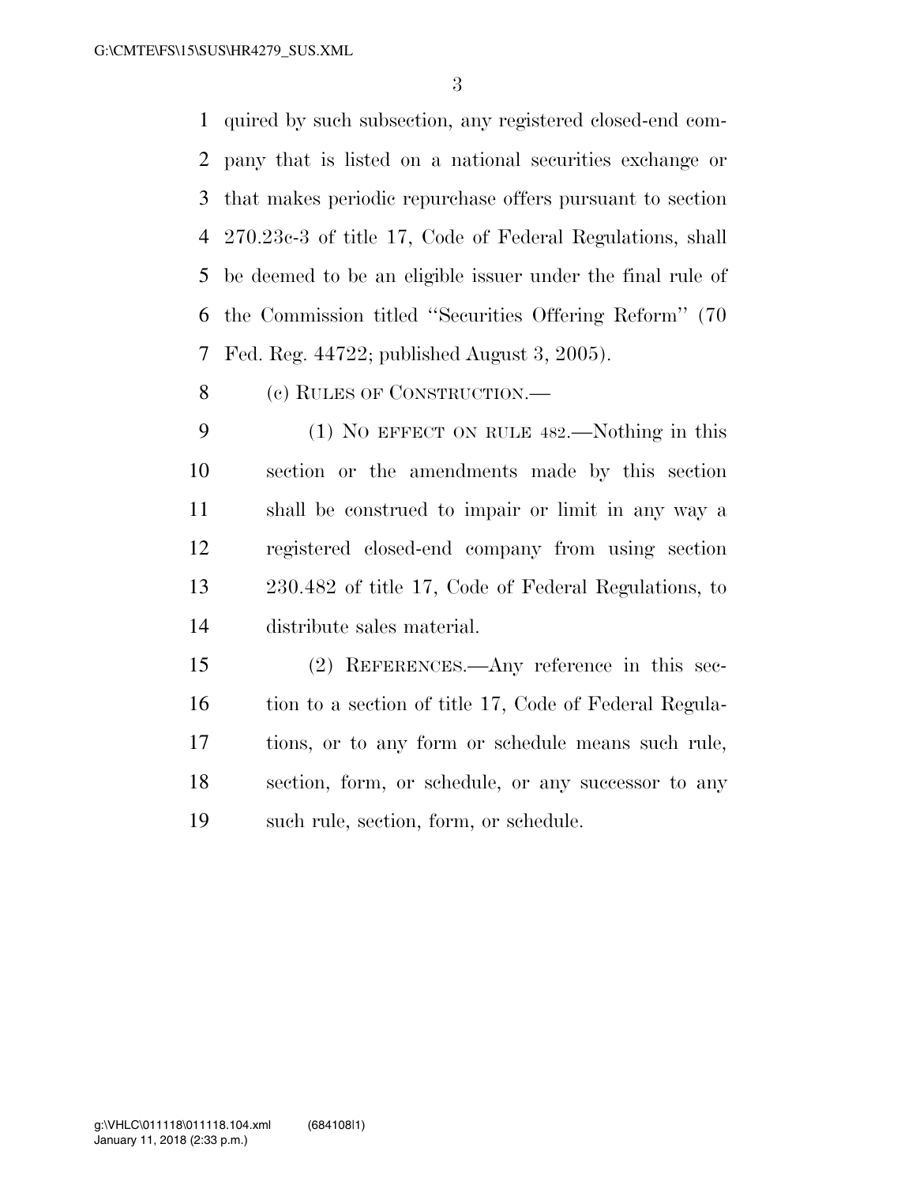quired by such subsection, any registered closed-end company that is listed on a national securities exchange or that makes periodic repurchase offers pursuant to section 270.23c-3 of title 17, Code of Federal Regulations, shall be deemed to be an eligible issuer under the final rule of the Commission titled ''Securities Offering Reform'' (70 Fed. Reg. 44722; published August 3, 2005).

(c) RULES OF CONSTRUCTION.—

(1) NO EFFECT ON RULE 482.—Nothing in this section or the amendments made by this section shall be construed to impair or limit in any way a registered closed-end company from using section 230.482 of title 17, Code of Federal Regulations, to distribute sales material.

(2) REFERENCES.—Any reference in this section to a section of title 17, Code of Federal Regulations, or to any form or schedule means such rule, section, form, or schedule, or any successor to any such rule, section, form, or schedule.